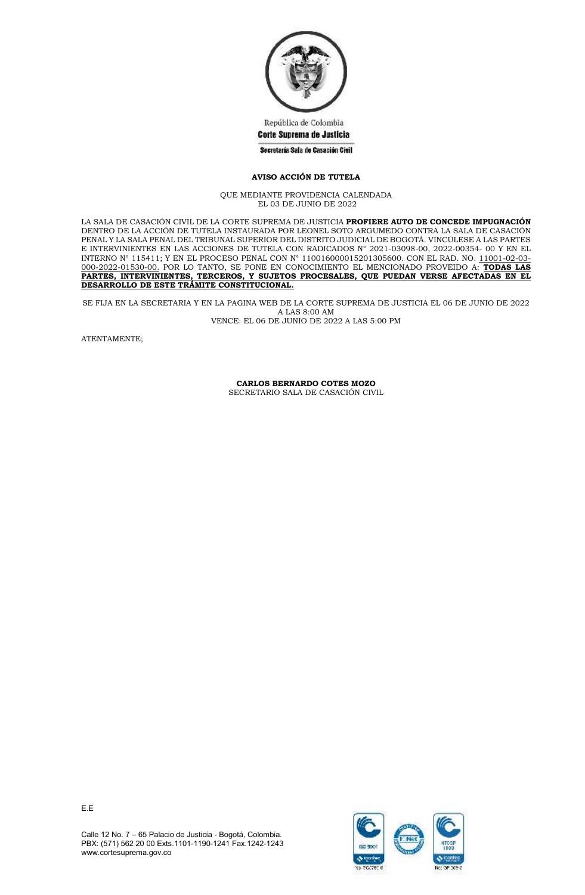República de Colombia

**Corte Suprema de Justicia**

**Secretaría Sala de Casación Civil**

**AVISO ACCIÓN DE TUTELA**

QUE MEDIANTE PROVIDENCIA CALENDADA
EL 03 DE JUNIO DE 2022

LA SALA DE CASACIÓN CIVIL DE LA CORTE SUPREMA DE JUSTICIA **PROFIERE AUTO DE CONCEDE IMPUGNACIÓN** DENTRO DE LA ACCIÓN DE TUTELA INSTAURADA POR LEONEL SOTO ARGUMEDO CONTRA LA SALA DE CASACIÓN PENAL Y LA SALA PENAL DEL TRIBUNAL SUPERIOR DEL DISTRITO JUDICIAL DE BOGOTÁ. VINCÚLESE A LAS PARTES E INTERVINIENTES EN LAS ACCIONES DE TUTELA CON RADICADOS N° 2021-03098-00, 2022-00354- 00 Y EN EL INTERNO N° 115411; Y EN EL PROCESO PENAL CON N° 110016000015201305600. CON EL RAD. NO. <u>11001-02-03-000-2022-01530-00.</u> POR LO TANTO, SE PONE EN CONOCIMIENTO EL MENCIONADO PROVEIDO A: **<u>TODAS LAS PARTES, INTERVINIENTES, TERCEROS, Y SUJETOS PROCESALES, QUE PUEDAN VERSE AFECTADAS EN EL DESARROLLO DE ESTE TRÁMITE CONSTITUCIONAL.</u>**

SE FIJA EN LA SECRETARIA Y EN LA PAGINA WEB DE LA CORTE SUPREMA DE JUSTICIA EL 06 DE JUNIO DE 2022
A LAS 8:00 AM
VENCE: EL 06 DE JUNIO DE 2022 A LAS 5:00 PM

ATENTAMENTE;

**CARLOS BERNARDO COTES MOZO**
SECRETARIO SALA DE CASACIÓN CIVIL

E.E

Calle 12 No. 7 – 65 Palacio de Justicia - Bogotá, Colombia.
PBX: (571) 562 20 00 Exts.1101-1190-1241 Fax.1242-1243
www.cortesuprema.gov.co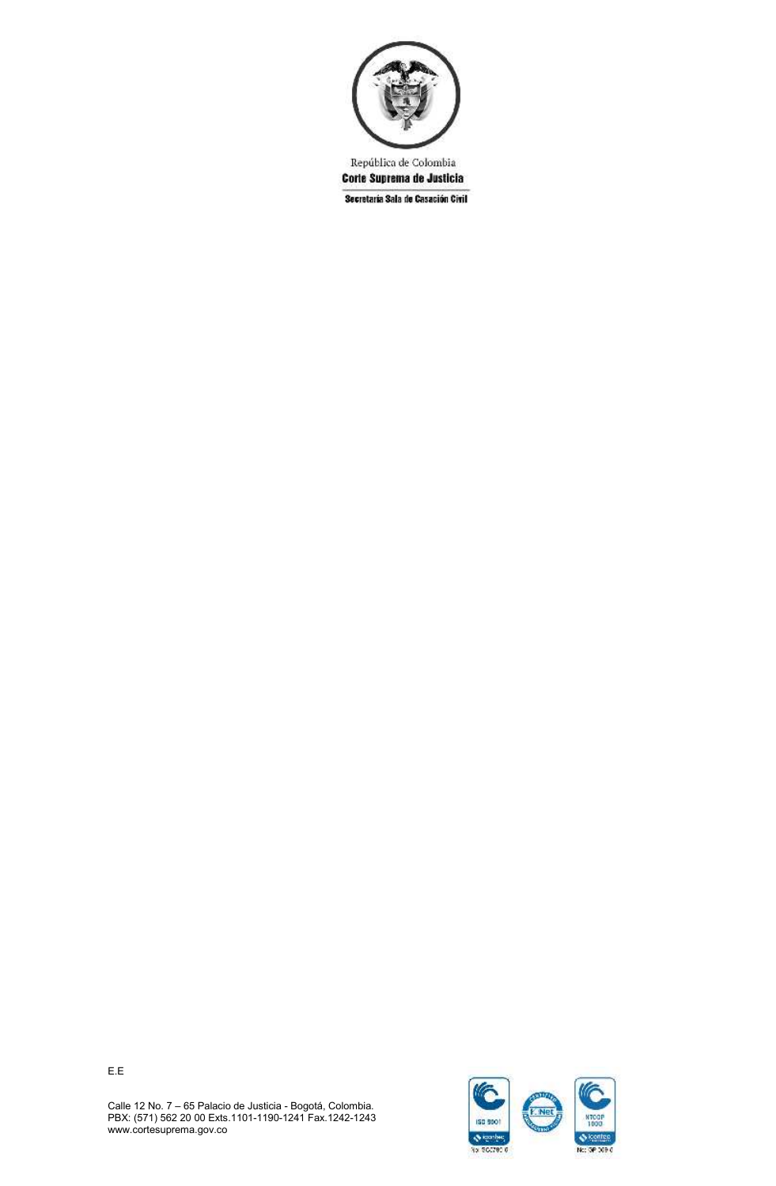E.E